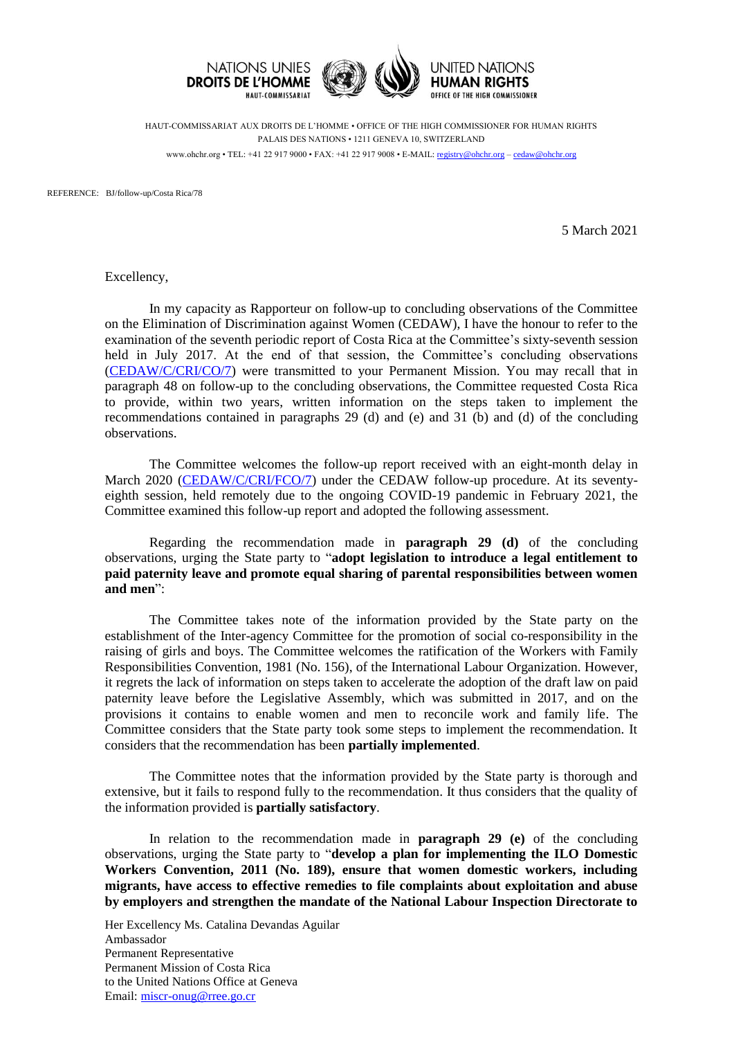NATIONS UNIES
**DROITS DE L'HOMME**
HAUT-COMMISSARIAT

UNITED NATIONS
**HUMAN RIGHTS**
OFFICE OF THE HIGH COMMISSIONER

HAUT-COMMISSARIAT AUX DROITS DE L'HOMME • OFFICE OF THE HIGH COMMISSIONER FOR HUMAN RIGHTS
PALAIS DES NATIONS • 1211 GENEVA 10, SWITZERLAND
www.ohchr.org • TEL: +41 22 917 9000 • FAX: +41 22 917 9008 • E-MAIL: registry@ohchr.org – cedaw@ohchr.org

REFERENCE: BJ/follow-up/Costa Rica/78

5 March 2021

Excellency,

In my capacity as Rapporteur on follow-up to concluding observations of the Committee on the Elimination of Discrimination against Women (CEDAW), I have the honour to refer to the examination of the seventh periodic report of Costa Rica at the Committee's sixty-seventh session held in July 2017. At the end of that session, the Committee's concluding observations (CEDAW/C/CRI/CO/7) were transmitted to your Permanent Mission. You may recall that in paragraph 48 on follow-up to the concluding observations, the Committee requested Costa Rica to provide, within two years, written information on the steps taken to implement the recommendations contained in paragraphs 29 (d) and (e) and 31 (b) and (d) of the concluding observations.

The Committee welcomes the follow-up report received with an eight-month delay in March 2020 (CEDAW/C/CRI/FCO/7) under the CEDAW follow-up procedure. At its seventy-eighth session, held remotely due to the ongoing COVID-19 pandemic in February 2021, the Committee examined this follow-up report and adopted the following assessment.

Regarding the recommendation made in **paragraph 29 (d)** of the concluding observations, urging the State party to "**adopt legislation to introduce a legal entitlement to paid paternity leave and promote equal sharing of parental responsibilities between women and men**":

The Committee takes note of the information provided by the State party on the establishment of the Inter-agency Committee for the promotion of social co-responsibility in the raising of girls and boys. The Committee welcomes the ratification of the Workers with Family Responsibilities Convention, 1981 (No. 156), of the International Labour Organization. However, it regrets the lack of information on steps taken to accelerate the adoption of the draft law on paid paternity leave before the Legislative Assembly, which was submitted in 2017, and on the provisions it contains to enable women and men to reconcile work and family life. The Committee considers that the State party took some steps to implement the recommendation. It considers that the recommendation has been **partially implemented**.

The Committee notes that the information provided by the State party is thorough and extensive, but it fails to respond fully to the recommendation. It thus considers that the quality of the information provided is **partially satisfactory**.

In relation to the recommendation made in **paragraph 29 (e)** of the concluding observations, urging the State party to "**develop a plan for implementing the ILO Domestic Workers Convention, 2011 (No. 189), ensure that women domestic workers, including migrants, have access to effective remedies to file complaints about exploitation and abuse by employers and strengthen the mandate of the National Labour Inspection Directorate to**

Her Excellency Ms. Catalina Devandas Aguilar
Ambassador
Permanent Representative
Permanent Mission of Costa Rica
to the United Nations Office at Geneva
Email: miscr-onug@rree.go.cr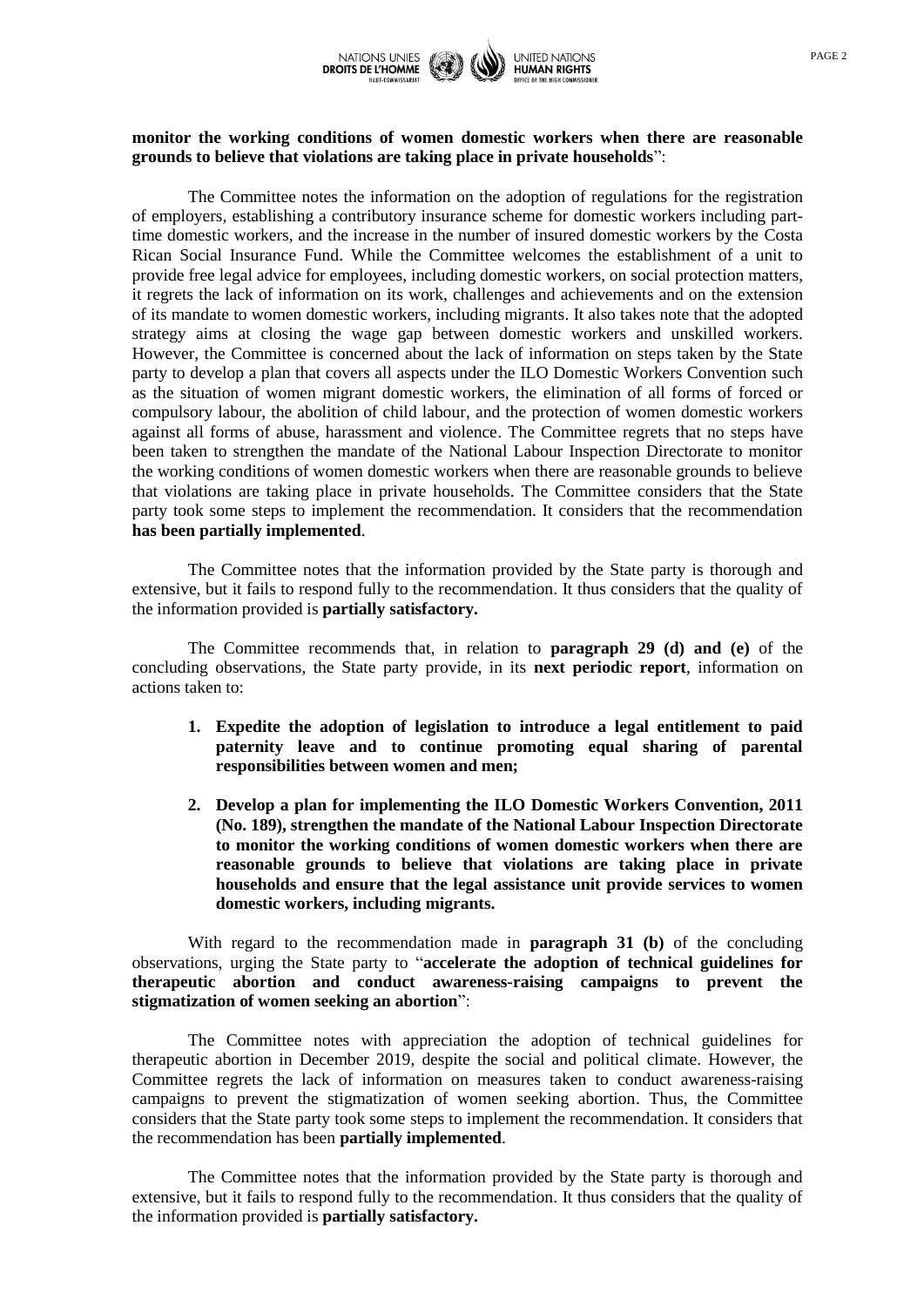**monitor the working conditions of women domestic workers when there are reasonable grounds to believe that violations are taking place in private households**":

The Committee notes the information on the adoption of regulations for the registration of employers, establishing a contributory insurance scheme for domestic workers including part-time domestic workers, and the increase in the number of insured domestic workers by the Costa Rican Social Insurance Fund. While the Committee welcomes the establishment of a unit to provide free legal advice for employees, including domestic workers, on social protection matters, it regrets the lack of information on its work, challenges and achievements and on the extension of its mandate to women domestic workers, including migrants. It also takes note that the adopted strategy aims at closing the wage gap between domestic workers and unskilled workers. However, the Committee is concerned about the lack of information on steps taken by the State party to develop a plan that covers all aspects under the ILO Domestic Workers Convention such as the situation of women migrant domestic workers, the elimination of all forms of forced or compulsory labour, the abolition of child labour, and the protection of women domestic workers against all forms of abuse, harassment and violence. The Committee regrets that no steps have been taken to strengthen the mandate of the National Labour Inspection Directorate to monitor the working conditions of women domestic workers when there are reasonable grounds to believe that violations are taking place in private households. The Committee considers that the State party took some steps to implement the recommendation. It considers that the recommendation **has been partially implemented**.

The Committee notes that the information provided by the State party is thorough and extensive, but it fails to respond fully to the recommendation. It thus considers that the quality of the information provided is **partially satisfactory.**

The Committee recommends that, in relation to **paragraph 29 (d) and (e)** of the concluding observations, the State party provide, in its **next periodic report**, information on actions taken to:

1. **Expedite the adoption of legislation to introduce a legal entitlement to paid paternity leave and to continue promoting equal sharing of parental responsibilities between women and men;**

2. **Develop a plan for implementing the ILO Domestic Workers Convention, 2011 (No. 189), strengthen the mandate of the National Labour Inspection Directorate to monitor the working conditions of women domestic workers when there are reasonable grounds to believe that violations are taking place in private households and ensure that the legal assistance unit provide services to women domestic workers, including migrants.**

With regard to the recommendation made in **paragraph 31 (b)** of the concluding observations, urging the State party to "**accelerate the adoption of technical guidelines for therapeutic abortion and conduct awareness-raising campaigns to prevent the stigmatization of women seeking an abortion**":

The Committee notes with appreciation the adoption of technical guidelines for therapeutic abortion in December 2019, despite the social and political climate. However, the Committee regrets the lack of information on measures taken to conduct awareness-raising campaigns to prevent the stigmatization of women seeking abortion. Thus, the Committee considers that the State party took some steps to implement the recommendation. It considers that the recommendation has been **partially implemented**.

The Committee notes that the information provided by the State party is thorough and extensive, but it fails to respond fully to the recommendation. It thus considers that the quality of the information provided is **partially satisfactory.**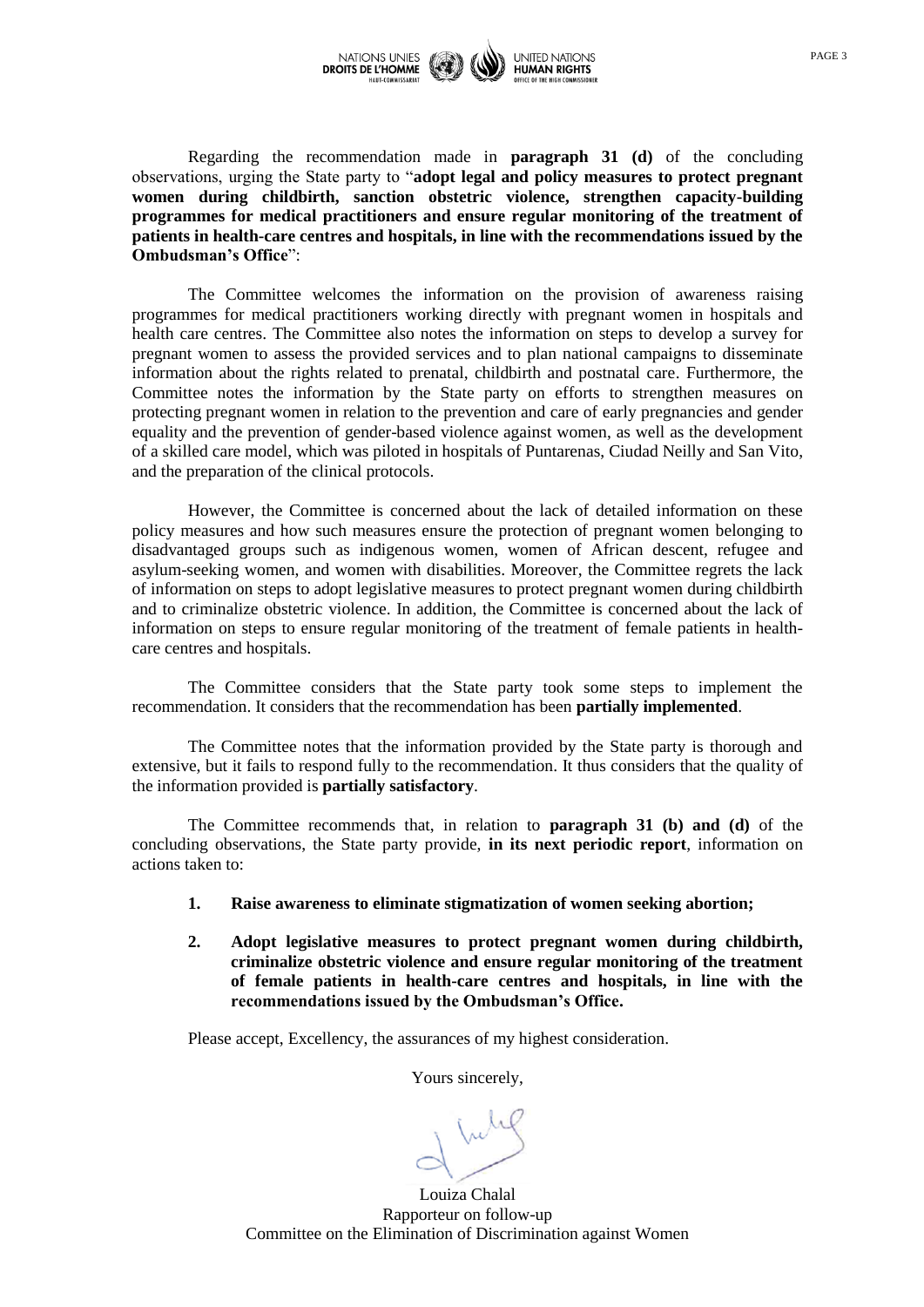Regarding the recommendation made in **paragraph 31 (d)** of the concluding observations, urging the State party to "**adopt legal and policy measures to protect pregnant women during childbirth, sanction obstetric violence, strengthen capacity-building programmes for medical practitioners and ensure regular monitoring of the treatment of patients in health-care centres and hospitals, in line with the recommendations issued by the Ombudsman's Office**":

The Committee welcomes the information on the provision of awareness raising programmes for medical practitioners working directly with pregnant women in hospitals and health care centres. The Committee also notes the information on steps to develop a survey for pregnant women to assess the provided services and to plan national campaigns to disseminate information about the rights related to prenatal, childbirth and postnatal care. Furthermore, the Committee notes the information by the State party on efforts to strengthen measures on protecting pregnant women in relation to the prevention and care of early pregnancies and gender equality and the prevention of gender-based violence against women, as well as the development of a skilled care model, which was piloted in hospitals of Puntarenas, Ciudad Neilly and San Vito, and the preparation of the clinical protocols.

However, the Committee is concerned about the lack of detailed information on these policy measures and how such measures ensure the protection of pregnant women belonging to disadvantaged groups such as indigenous women, women of African descent, refugee and asylum-seeking women, and women with disabilities. Moreover, the Committee regrets the lack of information on steps to adopt legislative measures to protect pregnant women during childbirth and to criminalize obstetric violence. In addition, the Committee is concerned about the lack of information on steps to ensure regular monitoring of the treatment of female patients in health-care centres and hospitals.

The Committee considers that the State party took some steps to implement the recommendation. It considers that the recommendation has been **partially implemented**.

The Committee notes that the information provided by the State party is thorough and extensive, but it fails to respond fully to the recommendation. It thus considers that the quality of the information provided is **partially satisfactory**.

The Committee recommends that, in relation to **paragraph 31 (b) and (d)** of the concluding observations, the State party provide, **in its next periodic report**, information on actions taken to:

1. **Raise awareness to eliminate stigmatization of women seeking abortion;**
2. **Adopt legislative measures to protect pregnant women during childbirth, criminalize obstetric violence and ensure regular monitoring of the treatment of female patients in health-care centres and hospitals, in line with the recommendations issued by the Ombudsman's Office.**

Please accept, Excellency, the assurances of my highest consideration.

Yours sincerely,

Louiza Chalal
Rapporteur on follow-up
Committee on the Elimination of Discrimination against Women